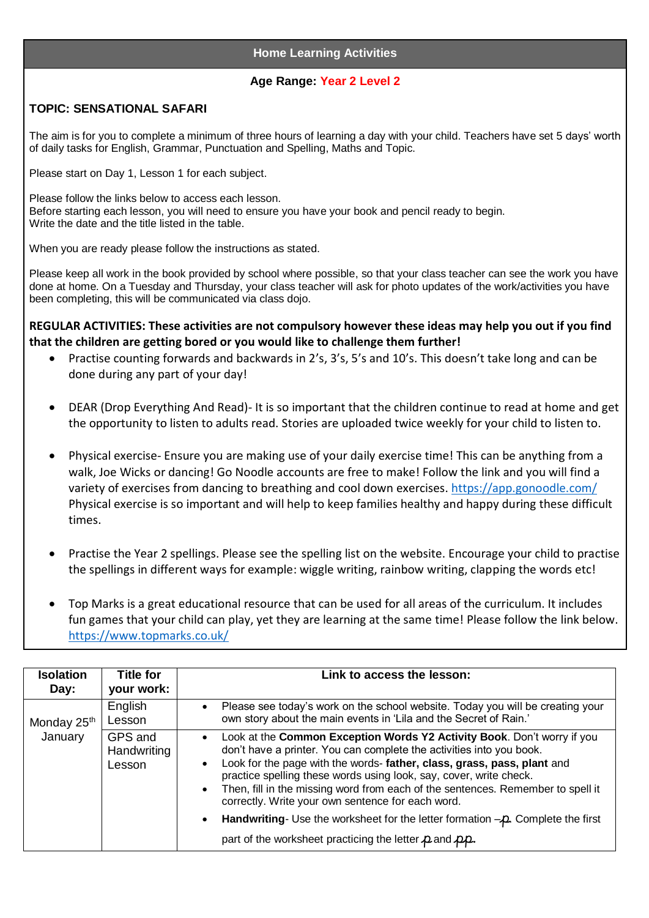## Home Learning Activities

**Age Range: Year 2 Level 2**

**TOPIC: SENSATIONAL SAFARI**

The aim is for you to complete a minimum of three hours of learning a day with your child. Teachers have set 5 days' worth of daily tasks for English, Grammar, Punctuation and Spelling, Maths and Topic.

Please start on Day 1, Lesson 1 for each subject.

Please follow the links below to access each lesson.
Before starting each lesson, you will need to ensure you have your book and pencil ready to begin.
Write the date and the title listed in the table.

When you are ready please follow the instructions as stated.

Please keep all work in the book provided by school where possible, so that your class teacher can see the work you have done at home. On a Tuesday and Thursday, your class teacher will ask for photo updates of the work/activities you have been completing, this will be communicated via class dojo.

**REGULAR ACTIVITIES: These activities are not compulsory however these ideas may help you out if you find that the children are getting bored or you would like to challenge them further!**

- Practise counting forwards and backwards in 2's, 3's, 5's and 10's. This doesn't take long and can be done during any part of your day!
- DEAR (Drop Everything And Read)- It is so important that the children continue to read at home and get the opportunity to listen to adults read. Stories are uploaded twice weekly for your child to listen to.
- Physical exercise- Ensure you are making use of your daily exercise time! This can be anything from a walk, Joe Wicks or dancing! Go Noodle accounts are free to make! Follow the link and you will find a variety of exercises from dancing to breathing and cool down exercises. https://app.gonoodle.com/ Physical exercise is so important and will help to keep families healthy and happy during these difficult times.
- Practise the Year 2 spellings. Please see the spelling list on the website. Encourage your child to practise the spellings in different ways for example: wiggle writing, rainbow writing, clapping the words etc!
- Top Marks is a great educational resource that can be used for all areas of the curriculum. It includes fun games that your child can play, yet they are learning at the same time! Please follow the link below. https://www.topmarks.co.uk/

| Isolation Day: | Title for your work: | Link to access the lesson: |
|---|---|---|
| Monday 25th January | English Lesson | • Please see today's work on the school website. Today you will be creating your own story about the main events in 'Lila and the Secret of Rain.' |
| | GPS and Handwriting Lesson | • Look at the **Common Exception Words Y2 Activity Book**. Don't worry if you don't have a printer. You can complete the activities into you book. • Look for the page with the words- **father, class, grass, pass, plant** and practise spelling these words using look, say, cover, write check. • Then, fill in the missing word from each of the sentences. Remember to spell it correctly. Write your own sentence for each word. • **Handwriting**- Use the worksheet for the letter formation –p. Complete the first part of the worksheet practicing the letter p and pp. |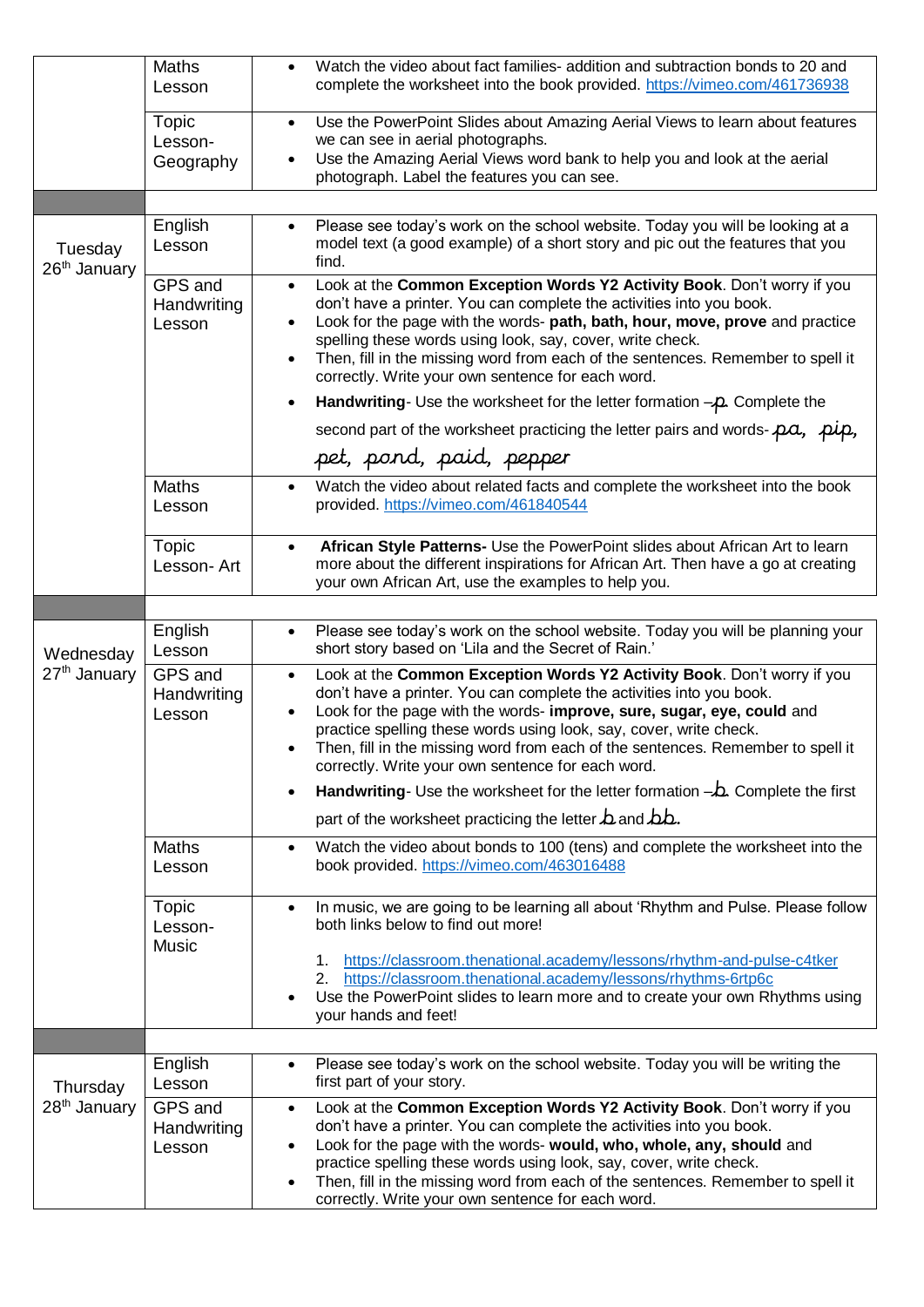| | | |
|---|---|---|
| | Maths Lesson | • Watch the video about fact families- addition and subtraction bonds to 20 and complete the worksheet into the book provided. https://vimeo.com/461736938 |
| | Topic Lesson- Geography | • Use the PowerPoint Slides about Amazing Aerial Views to learn about features we can see in aerial photographs.<br>• Use the Amazing Aerial Views word bank to help you and look at the aerial photograph. Label the features you can see. |
| | | |
| Tuesday 26th January | English Lesson | • Please see today's work on the school website. Today you will be looking at a model text (a good example) of a short story and pic out the features that you find. |
| | GPS and Handwriting Lesson | • Look at the **Common Exception Words Y2 Activity Book**. Don't worry if you don't have a printer. You can complete the activities into you book.<br>• Look for the page with the words- **path, bath, hour, move, prove** and practice spelling these words using look, say, cover, write check.<br>• Then, fill in the missing word from each of the sentences. Remember to spell it correctly. Write your own sentence for each word.<br>• **Handwriting**- Use the worksheet for the letter formation – p. Complete the second part of the worksheet practicing the letter pairs and words- pa, pip, pet, pond, paid, pepper |
| | Maths Lesson | • Watch the video about related facts and complete the worksheet into the book provided. https://vimeo.com/461840544 |
| | Topic Lesson- Art | • **African Style Patterns-** Use the PowerPoint slides about African Art to learn more about the different inspirations for African Art. Then have a go at creating your own African Art, use the examples to help you. |
| | | |
| Wednesday 27th January | English Lesson | • Please see today's work on the school website. Today you will be planning your short story based on 'Lila and the Secret of Rain.' |
| | GPS and Handwriting Lesson | • Look at the **Common Exception Words Y2 Activity Book**. Don't worry if you don't have a printer. You can complete the activities into you book.<br>• Look for the page with the words- **improve, sure, sugar, eye, could** and practice spelling these words using look, say, cover, write check.<br>• Then, fill in the missing word from each of the sentences. Remember to spell it correctly. Write your own sentence for each word.<br>• **Handwriting**- Use the worksheet for the letter formation – b. Complete the first part of the worksheet practicing the letter b and bb. |
| | Maths Lesson | • Watch the video about bonds to 100 (tens) and complete the worksheet into the book provided. https://vimeo.com/463016488 |
| | Topic Lesson- Music | • In music, we are going to be learning all about 'Rhythm and Pulse. Please follow both links below to find out more!<br>1. https://classroom.thenational.academy/lessons/rhythm-and-pulse-c4tker<br>2. https://classroom.thenational.academy/lessons/rhythms-6rtp6c<br>• Use the PowerPoint slides to learn more and to create your own Rhythms using your hands and feet! |
| | | |
| Thursday 28th January | English Lesson | • Please see today's work on the school website. Today you will be writing the first part of your story. |
| | GPS and Handwriting Lesson | • Look at the **Common Exception Words Y2 Activity Book**. Don't worry if you don't have a printer. You can complete the activities into you book.<br>• Look for the page with the words- **would, who, whole, any, should** and practice spelling these words using look, say, cover, write check.<br>• Then, fill in the missing word from each of the sentences. Remember to spell it correctly. Write your own sentence for each word. |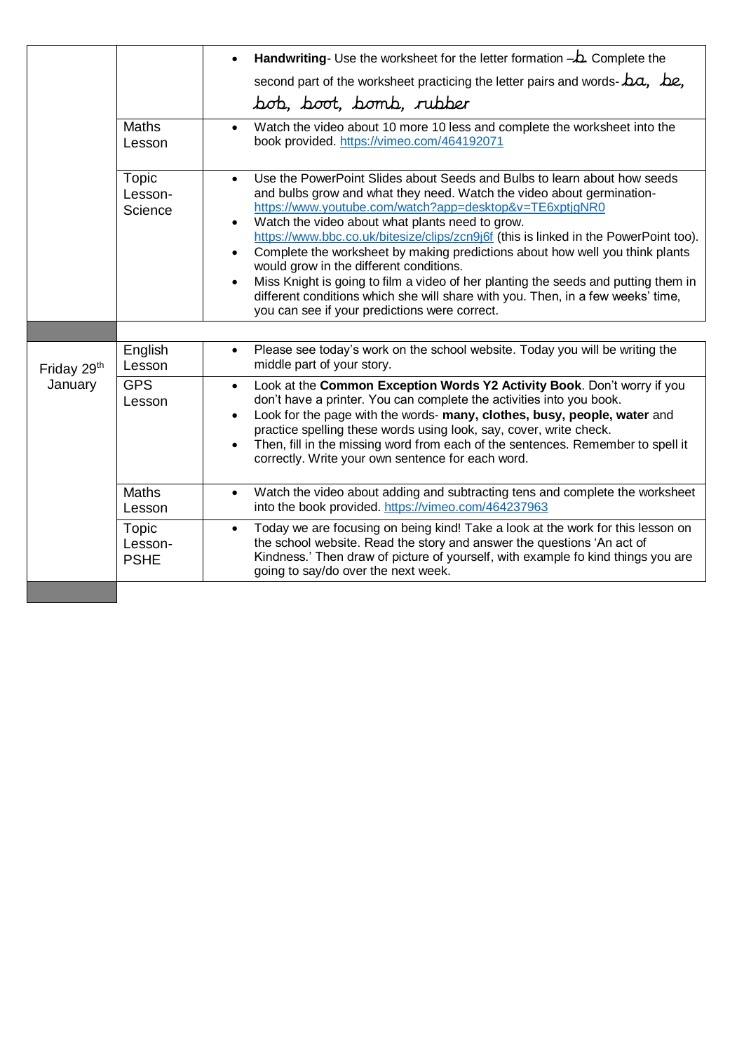| | | |
|---|---|---|
| | | • **Handwriting**- Use the worksheet for the letter formation – b. Complete the second part of the worksheet practicing the letter pairs and words- ba, be, bob, boot, bomb, rubber |
| | Maths Lesson | • Watch the video about 10 more 10 less and complete the worksheet into the book provided. https://vimeo.com/464192071 |
| | Topic Lesson- Science | • Use the PowerPoint Slides about Seeds and Bulbs to learn about how seeds and bulbs grow and what they need. Watch the video about germination- https://www.youtube.com/watch?app=desktop&v=TE6xptjgNR0<br>• Watch the video about what plants need to grow. https://www.bbc.co.uk/bitesize/clips/zcn9j6f (this is linked in the PowerPoint too).<br>• Complete the worksheet by making predictions about how well you think plants would grow in the different conditions.<br>• Miss Knight is going to film a video of her planting the seeds and putting them in different conditions which she will share with you. Then, in a few weeks' time, you can see if your predictions were correct. |
| | | |
| Friday 29th January | English Lesson | • Please see today's work on the school website. Today you will be writing the middle part of your story. |
| | GPS Lesson | • Look at the **Common Exception Words Y2 Activity Book**. Don't worry if you don't have a printer. You can complete the activities into you book.<br>• Look for the page with the words- **many, clothes, busy, people, water** and practice spelling these words using look, say, cover, write check.<br>• Then, fill in the missing word from each of the sentences. Remember to spell it correctly. Write your own sentence for each word. |
| | Maths Lesson | • Watch the video about adding and subtracting tens and complete the worksheet into the book provided. https://vimeo.com/464237963 |
| | Topic Lesson- PSHE | • Today we are focusing on being kind! Take a look at the work for this lesson on the school website. Read the story and answer the questions 'An act of Kindness.' Then draw of picture of yourself, with example fo kind things you are going to say/do over the next week. |